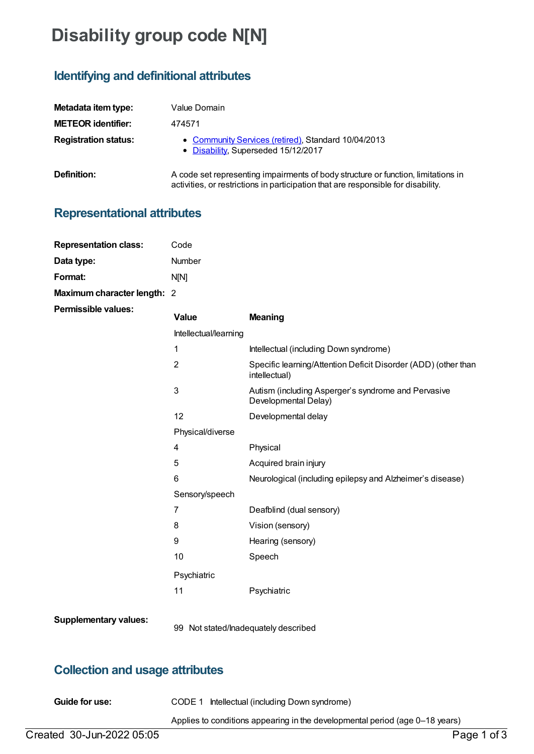# Disability group code N[N]

## Identifying and definitional attributes

| | |
|---|---|
| **Metadata item type:** | Value Domain |
| **METEOR identifier:** | 474571 |
| **Registration status:** | • Community Services (retired), Standard 10/04/2013<br>• Disability, Superseded 15/12/2017 |
| **Definition:** | A code set representing impairments of body structure or function, limitations in activities, or restrictions in participation that are responsible for disability. |

## Representational attributes

| | |
|---|---|
| **Representation class:** | Code |
| **Data type:** | Number |
| **Format:** | N[N] |
| **Maximum character length:** | 2 |

**Permissible values:**

| Value | Meaning |
|---|---|
| Intellectual/learning | |
| 1 | Intellectual (including Down syndrome) |
| 2 | Specific learning/Attention Deficit Disorder (ADD) (other than intellectual) |
| 3 | Autism (including Asperger's syndrome and Pervasive Developmental Delay) |
| 12 | Developmental delay |
| Physical/diverse | |
| 4 | Physical |
| 5 | Acquired brain injury |
| 6 | Neurological (including epilepsy and Alzheimer's disease) |
| Sensory/speech | |
| 7 | Deafblind (dual sensory) |
| 8 | Vision (sensory) |
| 9 | Hearing (sensory) |
| 10 | Speech |
| Psychiatric | |
| 11 | Psychiatric |

**Supplementary values:**

99 Not stated/Inadequately described

## Collection and usage attributes

**Guide for use:**

CODE 1 Intellectual (including Down syndrome)

Applies to conditions appearing in the developmental period (age 0–18 years)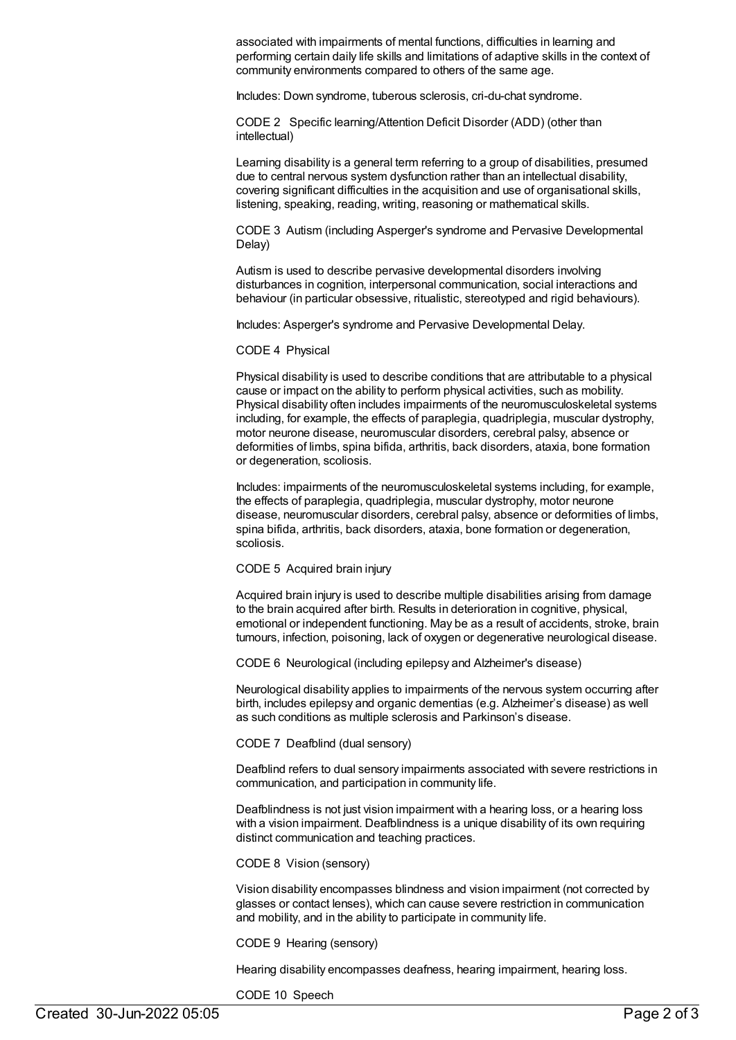associated with impairments of mental functions, difficulties in learning and performing certain daily life skills and limitations of adaptive skills in the context of community environments compared to others of the same age.

Includes: Down syndrome, tuberous sclerosis, cri-du-chat syndrome.

CODE 2 Specific learning/Attention Deficit Disorder (ADD) (other than intellectual)

Learning disability is a general term referring to a group of disabilities, presumed due to central nervous system dysfunction rather than an intellectual disability, covering significant difficulties in the acquisition and use of organisational skills, listening, speaking, reading, writing, reasoning or mathematical skills.

CODE 3 Autism (including Asperger's syndrome and Pervasive Developmental Delay)

Autism is used to describe pervasive developmental disorders involving disturbances in cognition, interpersonal communication, social interactions and behaviour (in particular obsessive, ritualistic, stereotyped and rigid behaviours).

Includes: Asperger's syndrome and Pervasive Developmental Delay.

CODE 4 Physical

Physical disability is used to describe conditions that are attributable to a physical cause or impact on the ability to perform physical activities, such as mobility. Physical disability often includes impairments of the neuromusculoskeletal systems including, for example, the effects of paraplegia, quadriplegia, muscular dystrophy, motor neurone disease, neuromuscular disorders, cerebral palsy, absence or deformities of limbs, spina bifida, arthritis, back disorders, ataxia, bone formation or degeneration, scoliosis.

Includes: impairments of the neuromusculoskeletal systems including, for example, the effects of paraplegia, quadriplegia, muscular dystrophy, motor neurone disease, neuromuscular disorders, cerebral palsy, absence or deformities of limbs, spina bifida, arthritis, back disorders, ataxia, bone formation or degeneration, scoliosis.

CODE 5 Acquired brain injury

Acquired brain injury is used to describe multiple disabilities arising from damage to the brain acquired after birth. Results in deterioration in cognitive, physical, emotional or independent functioning. May be as a result of accidents, stroke, brain tumours, infection, poisoning, lack of oxygen or degenerative neurological disease.

CODE 6 Neurological (including epilepsy and Alzheimer's disease)

Neurological disability applies to impairments of the nervous system occurring after birth, includes epilepsy and organic dementias (e.g. Alzheimer's disease) as well as such conditions as multiple sclerosis and Parkinson's disease.

CODE 7 Deafblind (dual sensory)

Deafblind refers to dual sensory impairments associated with severe restrictions in communication, and participation in community life.

Deafblindness is not just vision impairment with a hearing loss, or a hearing loss with a vision impairment. Deafblindness is a unique disability of its own requiring distinct communication and teaching practices.

CODE 8 Vision (sensory)

Vision disability encompasses blindness and vision impairment (not corrected by glasses or contact lenses), which can cause severe restriction in communication and mobility, and in the ability to participate in community life.

CODE 9 Hearing (sensory)

Hearing disability encompasses deafness, hearing impairment, hearing loss.

CODE 10 Speech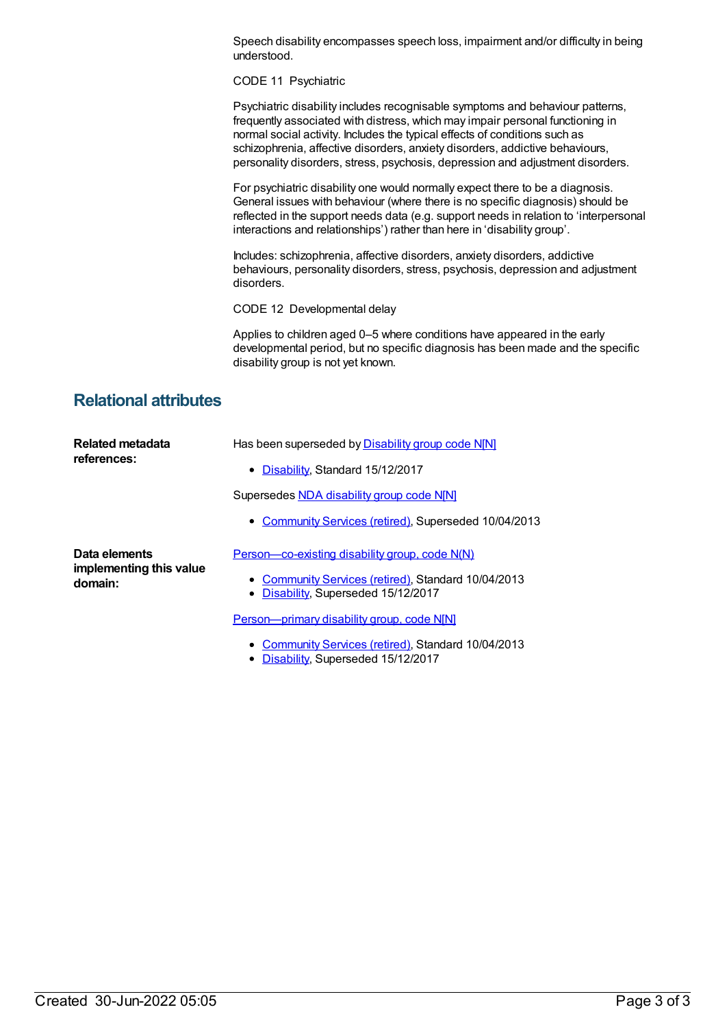Speech disability encompasses speech loss, impairment and/or difficulty in being understood.

CODE 11 Psychiatric

Psychiatric disability includes recognisable symptoms and behaviour patterns, frequently associated with distress, which may impair personal functioning in normal social activity. Includes the typical effects of conditions such as schizophrenia, affective disorders, anxiety disorders, addictive behaviours, personality disorders, stress, psychosis, depression and adjustment disorders.

For psychiatric disability one would normally expect there to be a diagnosis. General issues with behaviour (where there is no specific diagnosis) should be reflected in the support needs data (e.g. support needs in relation to 'interpersonal interactions and relationships') rather than here in 'disability group'.

Includes: schizophrenia, affective disorders, anxiety disorders, addictive behaviours, personality disorders, stress, psychosis, depression and adjustment disorders.

CODE 12 Developmental delay

Applies to children aged 0–5 where conditions have appeared in the early developmental period, but no specific diagnosis has been made and the specific disability group is not yet known.

## Relational attributes

**Related metadata references:**

Has been superseded by Disability group code N[N]

- Disability, Standard 15/12/2017

Supersedes NDA disability group code N[N]

- Community Services (retired), Superseded 10/04/2013

**Data elements implementing this value domain:**

Person—co-existing disability group, code N(N)

- Community Services (retired), Standard 10/04/2013
- Disability, Superseded 15/12/2017

Person—primary disability group, code N[N]

- Community Services (retired), Standard 10/04/2013
- Disability, Superseded 15/12/2017